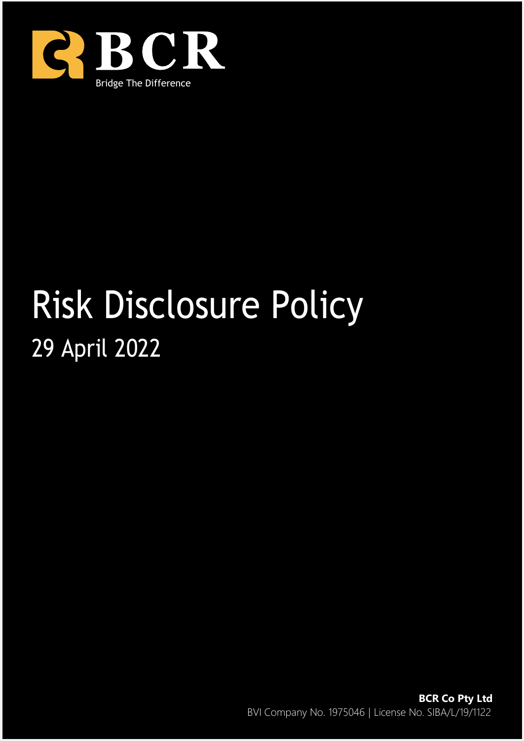BCR

Bridge The Difference

# Risk Disclosure Policy

## 29 April 2022

**BCR Co Pty Ltd**

BVI Company No. 1975046 | License No. SIBA/L/19/1122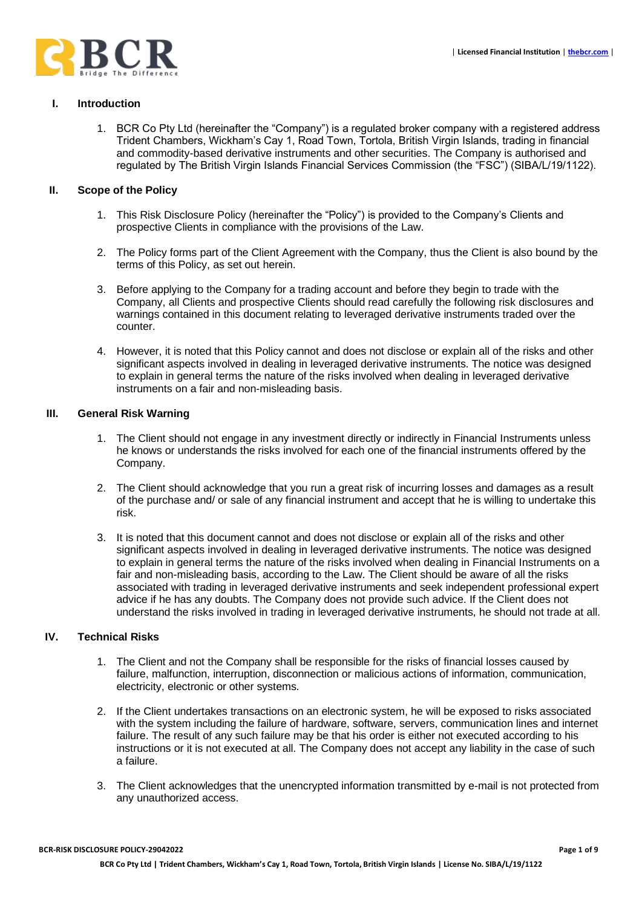## I. Introduction

1. BCR Co Pty Ltd (hereinafter the "Company") is a regulated broker company with a registered address Trident Chambers, Wickham's Cay 1, Road Town, Tortola, British Virgin Islands, trading in financial and commodity-based derivative instruments and other securities. The Company is authorised and regulated by The British Virgin Islands Financial Services Commission (the "FSC") (SIBA/L/19/1122).

## II. Scope of the Policy

1. This Risk Disclosure Policy (hereinafter the "Policy") is provided to the Company's Clients and prospective Clients in compliance with the provisions of the Law.

2. The Policy forms part of the Client Agreement with the Company, thus the Client is also bound by the terms of this Policy, as set out herein.

3. Before applying to the Company for a trading account and before they begin to trade with the Company, all Clients and prospective Clients should read carefully the following risk disclosures and warnings contained in this document relating to leveraged derivative instruments traded over the counter.

4. However, it is noted that this Policy cannot and does not disclose or explain all of the risks and other significant aspects involved in dealing in leveraged derivative instruments. The notice was designed to explain in general terms the nature of the risks involved when dealing in leveraged derivative instruments on a fair and non-misleading basis.

## III. General Risk Warning

1. The Client should not engage in any investment directly or indirectly in Financial Instruments unless he knows or understands the risks involved for each one of the financial instruments offered by the Company.

2. The Client should acknowledge that you run a great risk of incurring losses and damages as a result of the purchase and/ or sale of any financial instrument and accept that he is willing to undertake this risk.

3. It is noted that this document cannot and does not disclose or explain all of the risks and other significant aspects involved in dealing in leveraged derivative instruments. The notice was designed to explain in general terms the nature of the risks involved when dealing in Financial Instruments on a fair and non-misleading basis, according to the Law. The Client should be aware of all the risks associated with trading in leveraged derivative instruments and seek independent professional expert advice if he has any doubts. The Company does not provide such advice. If the Client does not understand the risks involved in trading in leveraged derivative instruments, he should not trade at all.

## IV. Technical Risks

1. The Client and not the Company shall be responsible for the risks of financial losses caused by failure, malfunction, interruption, disconnection or malicious actions of information, communication, electricity, electronic or other systems.

2. If the Client undertakes transactions on an electronic system, he will be exposed to risks associated with the system including the failure of hardware, software, servers, communication lines and internet failure. The result of any such failure may be that his order is either not executed according to his instructions or it is not executed at all. The Company does not accept any liability in the case of such a failure.

3. The Client acknowledges that the unencrypted information transmitted by e-mail is not protected from any unauthorized access.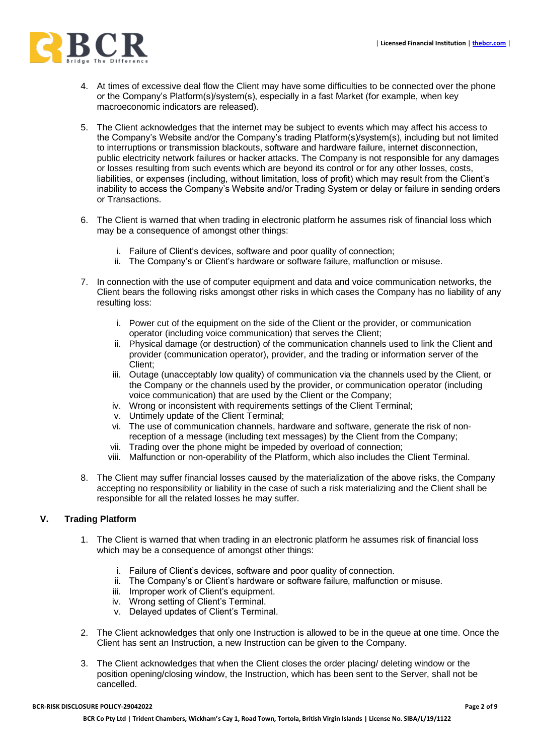4. At times of excessive deal flow the Client may have some difficulties to be connected over the phone or the Company's Platform(s)/system(s), especially in a fast Market (for example, when key macroeconomic indicators are released).

5. The Client acknowledges that the internet may be subject to events which may affect his access to the Company's Website and/or the Company's trading Platform(s)/system(s), including but not limited to interruptions or transmission blackouts, software and hardware failure, internet disconnection, public electricity network failures or hacker attacks. The Company is not responsible for any damages or losses resulting from such events which are beyond its control or for any other losses, costs, liabilities, or expenses (including, without limitation, loss of profit) which may result from the Client's inability to access the Company's Website and/or Trading System or delay or failure in sending orders or Transactions.

6. The Client is warned that when trading in electronic platform he assumes risk of financial loss which may be a consequence of amongst other things:

   i. Failure of Client's devices, software and poor quality of connection;
   ii. The Company's or Client's hardware or software failure, malfunction or misuse.

7. In connection with the use of computer equipment and data and voice communication networks, the Client bears the following risks amongst other risks in which cases the Company has no liability of any resulting loss:

   i. Power cut of the equipment on the side of the Client or the provider, or communication operator (including voice communication) that serves the Client;
   ii. Physical damage (or destruction) of the communication channels used to link the Client and provider (communication operator), provider, and the trading or information server of the Client;
   iii. Outage (unacceptably low quality) of communication via the channels used by the Client, or the Company or the channels used by the provider, or communication operator (including voice communication) that are used by the Client or the Company;
   iv. Wrong or inconsistent with requirements settings of the Client Terminal;
   v. Untimely update of the Client Terminal;
   vi. The use of communication channels, hardware and software, generate the risk of non-reception of a message (including text messages) by the Client from the Company;
   vii. Trading over the phone might be impeded by overload of connection;
   viii. Malfunction or non-operability of the Platform, which also includes the Client Terminal.

8. The Client may suffer financial losses caused by the materialization of the above risks, the Company accepting no responsibility or liability in the case of such a risk materializing and the Client shall be responsible for all the related losses he may suffer.

## V. Trading Platform

1. The Client is warned that when trading in an electronic platform he assumes risk of financial loss which may be a consequence of amongst other things:

   i. Failure of Client's devices, software and poor quality of connection.
   ii. The Company's or Client's hardware or software failure, malfunction or misuse.
   iii. Improper work of Client's equipment.
   iv. Wrong setting of Client's Terminal.
   v. Delayed updates of Client's Terminal.

2. The Client acknowledges that only one Instruction is allowed to be in the queue at one time. Once the Client has sent an Instruction, a new Instruction can be given to the Company.

3. The Client acknowledges that when the Client closes the order placing/ deleting window or the position opening/closing window, the Instruction, which has been sent to the Server, shall not be cancelled.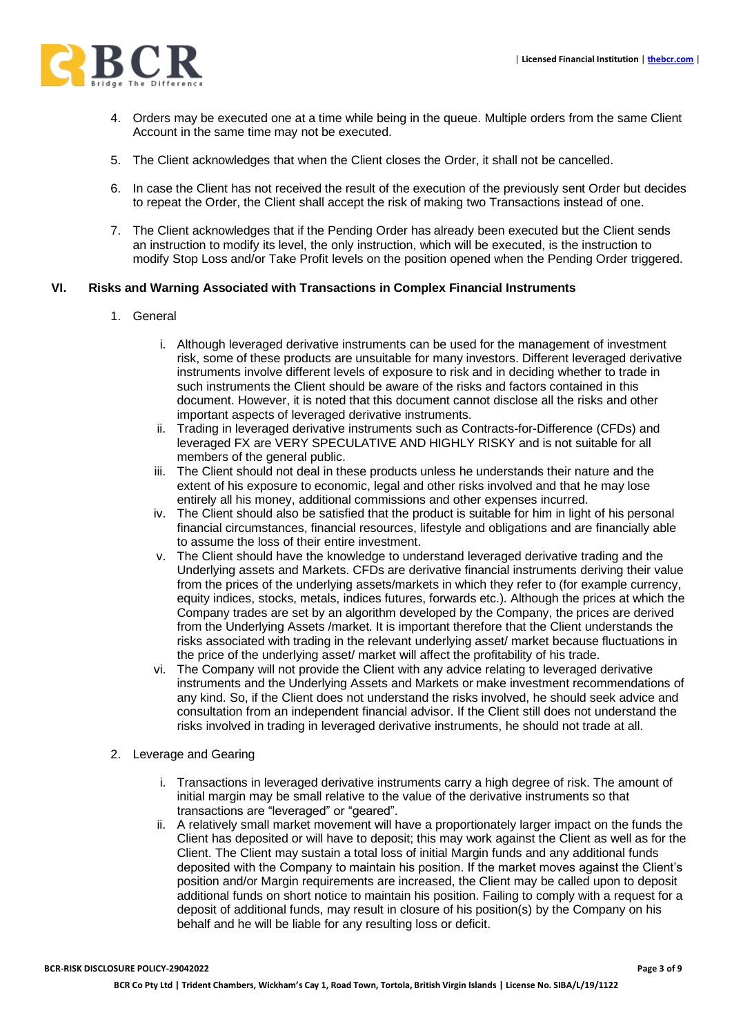4. Orders may be executed one at a time while being in the queue. Multiple orders from the same Client Account in the same time may not be executed.

5. The Client acknowledges that when the Client closes the Order, it shall not be cancelled.

6. In case the Client has not received the result of the execution of the previously sent Order but decides to repeat the Order, the Client shall accept the risk of making two Transactions instead of one.

7. The Client acknowledges that if the Pending Order has already been executed but the Client sends an instruction to modify its level, the only instruction, which will be executed, is the instruction to modify Stop Loss and/or Take Profit levels on the position opened when the Pending Order triggered.

## VI. Risks and Warning Associated with Transactions in Complex Financial Instruments

1. General

   i. Although leveraged derivative instruments can be used for the management of investment risk, some of these products are unsuitable for many investors. Different leveraged derivative instruments involve different levels of exposure to risk and in deciding whether to trade in such instruments the Client should be aware of the risks and factors contained in this document. However, it is noted that this document cannot disclose all the risks and other important aspects of leveraged derivative instruments.
   
   ii. Trading in leveraged derivative instruments such as Contracts-for-Difference (CFDs) and leveraged FX are VERY SPECULATIVE AND HIGHLY RISKY and is not suitable for all members of the general public.
   
   iii. The Client should not deal in these products unless he understands their nature and the extent of his exposure to economic, legal and other risks involved and that he may lose entirely all his money, additional commissions and other expenses incurred.
   
   iv. The Client should also be satisfied that the product is suitable for him in light of his personal financial circumstances, financial resources, lifestyle and obligations and are financially able to assume the loss of their entire investment.
   
   v. The Client should have the knowledge to understand leveraged derivative trading and the Underlying assets and Markets. CFDs are derivative financial instruments deriving their value from the prices of the underlying assets/markets in which they refer to (for example currency, equity indices, stocks, metals, indices futures, forwards etc.). Although the prices at which the Company trades are set by an algorithm developed by the Company, the prices are derived from the Underlying Assets /market. It is important therefore that the Client understands the risks associated with trading in the relevant underlying asset/ market because fluctuations in the price of the underlying asset/ market will affect the profitability of his trade.
   
   vi. The Company will not provide the Client with any advice relating to leveraged derivative instruments and the Underlying Assets and Markets or make investment recommendations of any kind. So, if the Client does not understand the risks involved, he should seek advice and consultation from an independent financial advisor. If the Client still does not understand the risks involved in trading in leveraged derivative instruments, he should not trade at all.

2. Leverage and Gearing

   i. Transactions in leveraged derivative instruments carry a high degree of risk. The amount of initial margin may be small relative to the value of the derivative instruments so that transactions are "leveraged" or "geared".
   
   ii. A relatively small market movement will have a proportionately larger impact on the funds the Client has deposited or will have to deposit; this may work against the Client as well as for the Client. The Client may sustain a total loss of initial Margin funds and any additional funds deposited with the Company to maintain his position. If the market moves against the Client's position and/or Margin requirements are increased, the Client may be called upon to deposit additional funds on short notice to maintain his position. Failing to comply with a request for a deposit of additional funds, may result in closure of his position(s) by the Company on his behalf and he will be liable for any resulting loss or deficit.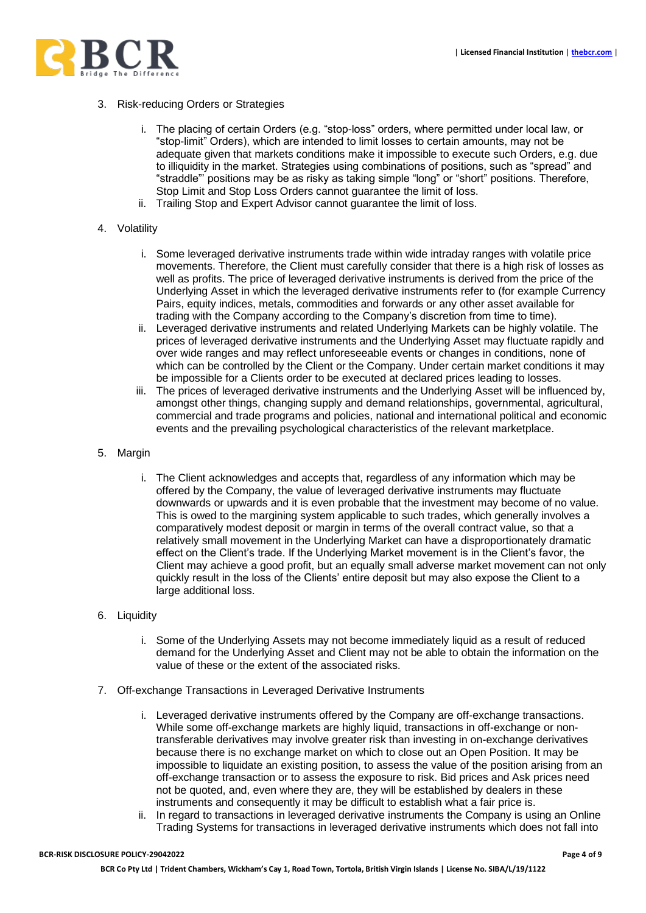3. Risk-reducing Orders or Strategies

   i. The placing of certain Orders (e.g. "stop-loss" orders, where permitted under local law, or "stop-limit" Orders), which are intended to limit losses to certain amounts, may not be adequate given that markets conditions make it impossible to execute such Orders, e.g. due to illiquidity in the market. Strategies using combinations of positions, such as "spread" and "straddle"' positions may be as risky as taking simple "long" or "short" positions. Therefore, Stop Limit and Stop Loss Orders cannot guarantee the limit of loss.
   ii. Trailing Stop and Expert Advisor cannot guarantee the limit of loss.

4. Volatility

   i. Some leveraged derivative instruments trade within wide intraday ranges with volatile price movements. Therefore, the Client must carefully consider that there is a high risk of losses as well as profits. The price of leveraged derivative instruments is derived from the price of the Underlying Asset in which the leveraged derivative instruments refer to (for example Currency Pairs, equity indices, metals, commodities and forwards or any other asset available for trading with the Company according to the Company's discretion from time to time).
   ii. Leveraged derivative instruments and related Underlying Markets can be highly volatile. The prices of leveraged derivative instruments and the Underlying Asset may fluctuate rapidly and over wide ranges and may reflect unforeseeable events or changes in conditions, none of which can be controlled by the Client or the Company. Under certain market conditions it may be impossible for a Clients order to be executed at declared prices leading to losses.
   iii. The prices of leveraged derivative instruments and the Underlying Asset will be influenced by, amongst other things, changing supply and demand relationships, governmental, agricultural, commercial and trade programs and policies, national and international political and economic events and the prevailing psychological characteristics of the relevant marketplace.

5. Margin

   i. The Client acknowledges and accepts that, regardless of any information which may be offered by the Company, the value of leveraged derivative instruments may fluctuate downwards or upwards and it is even probable that the investment may become of no value. This is owed to the margining system applicable to such trades, which generally involves a comparatively modest deposit or margin in terms of the overall contract value, so that a relatively small movement in the Underlying Market can have a disproportionately dramatic effect on the Client's trade. If the Underlying Market movement is in the Client's favor, the Client may achieve a good profit, but an equally small adverse market movement can not only quickly result in the loss of the Clients' entire deposit but may also expose the Client to a large additional loss.

6. Liquidity

   i. Some of the Underlying Assets may not become immediately liquid as a result of reduced demand for the Underlying Asset and Client may not be able to obtain the information on the value of these or the extent of the associated risks.

7. Off-exchange Transactions in Leveraged Derivative Instruments

   i. Leveraged derivative instruments offered by the Company are off-exchange transactions. While some off-exchange markets are highly liquid, transactions in off-exchange or non-transferable derivatives may involve greater risk than investing in on-exchange derivatives because there is no exchange market on which to close out an Open Position. It may be impossible to liquidate an existing position, to assess the value of the position arising from an off-exchange transaction or to assess the exposure to risk. Bid prices and Ask prices need not be quoted, and, even where they are, they will be established by dealers in these instruments and consequently it may be difficult to establish what a fair price is.
   ii. In regard to transactions in leveraged derivative instruments the Company is using an Online Trading Systems for transactions in leveraged derivative instruments which does not fall into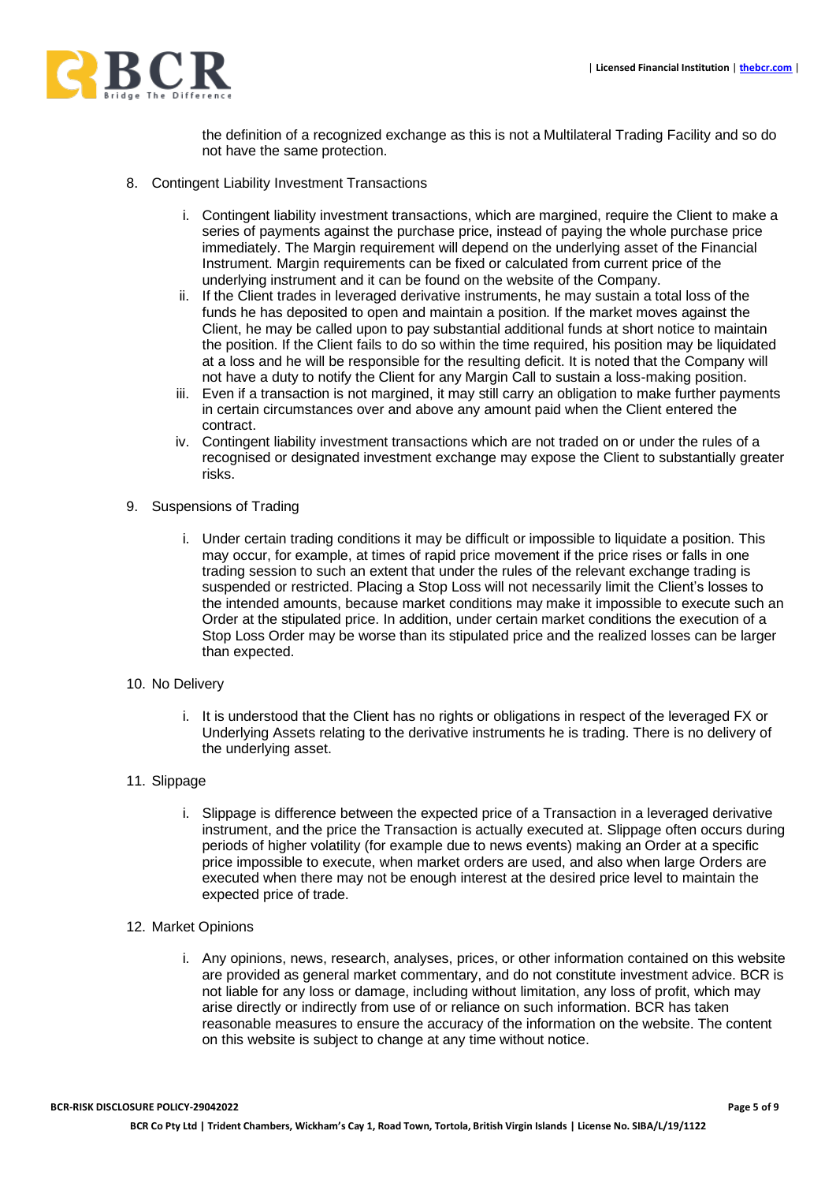the definition of a recognized exchange as this is not a Multilateral Trading Facility and so do not have the same protection.

8. Contingent Liability Investment Transactions

    i. Contingent liability investment transactions, which are margined, require the Client to make a series of payments against the purchase price, instead of paying the whole purchase price immediately. The Margin requirement will depend on the underlying asset of the Financial Instrument. Margin requirements can be fixed or calculated from current price of the underlying instrument and it can be found on the website of the Company.
    ii. If the Client trades in leveraged derivative instruments, he may sustain a total loss of the funds he has deposited to open and maintain a position. If the market moves against the Client, he may be called upon to pay substantial additional funds at short notice to maintain the position. If the Client fails to do so within the time required, his position may be liquidated at a loss and he will be responsible for the resulting deficit. It is noted that the Company will not have a duty to notify the Client for any Margin Call to sustain a loss-making position.
    iii. Even if a transaction is not margined, it may still carry an obligation to make further payments in certain circumstances over and above any amount paid when the Client entered the contract.
    iv. Contingent liability investment transactions which are not traded on or under the rules of a recognised or designated investment exchange may expose the Client to substantially greater risks.

9. Suspensions of Trading

    i. Under certain trading conditions it may be difficult or impossible to liquidate a position. This may occur, for example, at times of rapid price movement if the price rises or falls in one trading session to such an extent that under the rules of the relevant exchange trading is suspended or restricted. Placing a Stop Loss will not necessarily limit the Client's losses to the intended amounts, because market conditions may make it impossible to execute such an Order at the stipulated price. In addition, under certain market conditions the execution of a Stop Loss Order may be worse than its stipulated price and the realized losses can be larger than expected.

10. No Delivery

    i. It is understood that the Client has no rights or obligations in respect of the leveraged FX or Underlying Assets relating to the derivative instruments he is trading. There is no delivery of the underlying asset.

11. Slippage

    i. Slippage is difference between the expected price of a Transaction in a leveraged derivative instrument, and the price the Transaction is actually executed at. Slippage often occurs during periods of higher volatility (for example due to news events) making an Order at a specific price impossible to execute, when market orders are used, and also when large Orders are executed when there may not be enough interest at the desired price level to maintain the expected price of trade.

12. Market Opinions

    i. Any opinions, news, research, analyses, prices, or other information contained on this website are provided as general market commentary, and do not constitute investment advice. BCR is not liable for any loss or damage, including without limitation, any loss of profit, which may arise directly or indirectly from use of or reliance on such information. BCR has taken reasonable measures to ensure the accuracy of the information on the website. The content on this website is subject to change at any time without notice.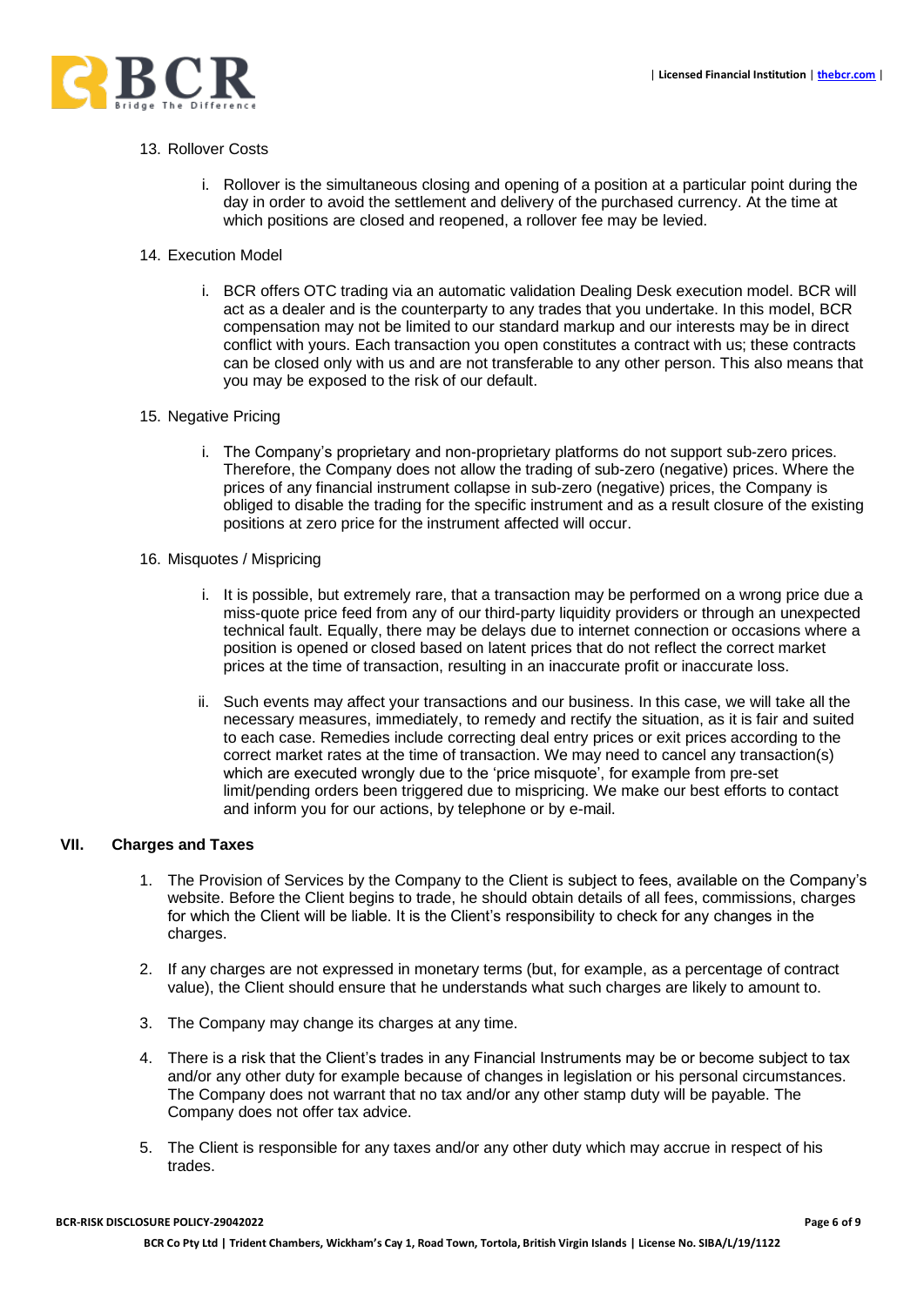13. Rollover Costs

    i. Rollover is the simultaneous closing and opening of a position at a particular point during the day in order to avoid the settlement and delivery of the purchased currency. At the time at which positions are closed and reopened, a rollover fee may be levied.

14. Execution Model

    i. BCR offers OTC trading via an automatic validation Dealing Desk execution model. BCR will act as a dealer and is the counterparty to any trades that you undertake. In this model, BCR compensation may not be limited to our standard markup and our interests may be in direct conflict with yours. Each transaction you open constitutes a contract with us; these contracts can be closed only with us and are not transferable to any other person. This also means that you may be exposed to the risk of our default.

15. Negative Pricing

    i. The Company's proprietary and non-proprietary platforms do not support sub-zero prices. Therefore, the Company does not allow the trading of sub-zero (negative) prices. Where the prices of any financial instrument collapse in sub-zero (negative) prices, the Company is obliged to disable the trading for the specific instrument and as a result closure of the existing positions at zero price for the instrument affected will occur.

16. Misquotes / Mispricing

    i. It is possible, but extremely rare, that a transaction may be performed on a wrong price due a miss-quote price feed from any of our third-party liquidity providers or through an unexpected technical fault. Equally, there may be delays due to internet connection or occasions where a position is opened or closed based on latent prices that do not reflect the correct market prices at the time of transaction, resulting in an inaccurate profit or inaccurate loss.

    ii. Such events may affect your transactions and our business. In this case, we will take all the necessary measures, immediately, to remedy and rectify the situation, as it is fair and suited to each case. Remedies include correcting deal entry prices or exit prices according to the correct market rates at the time of transaction. We may need to cancel any transaction(s) which are executed wrongly due to the 'price misquote', for example from pre-set limit/pending orders been triggered due to mispricing. We make our best efforts to contact and inform you for our actions, by telephone or by e-mail.

## VII. Charges and Taxes

1. The Provision of Services by the Company to the Client is subject to fees, available on the Company's website. Before the Client begins to trade, he should obtain details of all fees, commissions, charges for which the Client will be liable. It is the Client's responsibility to check for any changes in the charges.

2. If any charges are not expressed in monetary terms (but, for example, as a percentage of contract value), the Client should ensure that he understands what such charges are likely to amount to.

3. The Company may change its charges at any time.

4. There is a risk that the Client's trades in any Financial Instruments may be or become subject to tax and/or any other duty for example because of changes in legislation or his personal circumstances. The Company does not warrant that no tax and/or any other stamp duty will be payable. The Company does not offer tax advice.

5. The Client is responsible for any taxes and/or any other duty which may accrue in respect of his trades.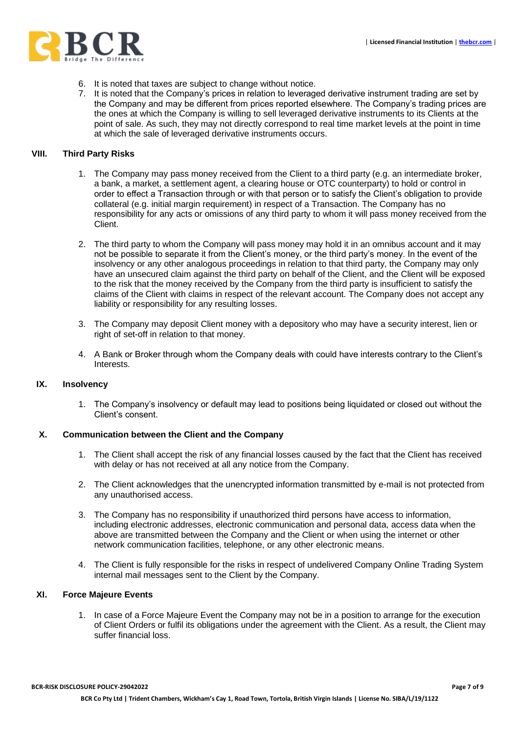6. It is noted that taxes are subject to change without notice.
7. It is noted that the Company's prices in relation to leveraged derivative instrument trading are set by the Company and may be different from prices reported elsewhere. The Company's trading prices are the ones at which the Company is willing to sell leveraged derivative instruments to its Clients at the point of sale. As such, they may not directly correspond to real time market levels at the point in time at which the sale of leveraged derivative instruments occurs.

## VIII. Third Party Risks

1. The Company may pass money received from the Client to a third party (e.g. an intermediate broker, a bank, a market, a settlement agent, a clearing house or OTC counterparty) to hold or control in order to effect a Transaction through or with that person or to satisfy the Client's obligation to provide collateral (e.g. initial margin requirement) in respect of a Transaction. The Company has no responsibility for any acts or omissions of any third party to whom it will pass money received from the Client.

2. The third party to whom the Company will pass money may hold it in an omnibus account and it may not be possible to separate it from the Client's money, or the third party's money. In the event of the insolvency or any other analogous proceedings in relation to that third party, the Company may only have an unsecured claim against the third party on behalf of the Client, and the Client will be exposed to the risk that the money received by the Company from the third party is insufficient to satisfy the claims of the Client with claims in respect of the relevant account. The Company does not accept any liability or responsibility for any resulting losses.

3. The Company may deposit Client money with a depository who may have a security interest, lien or right of set-off in relation to that money.

4. A Bank or Broker through whom the Company deals with could have interests contrary to the Client's Interests.

## IX. Insolvency

1. The Company's insolvency or default may lead to positions being liquidated or closed out without the Client's consent.

## X. Communication between the Client and the Company

1. The Client shall accept the risk of any financial losses caused by the fact that the Client has received with delay or has not received at all any notice from the Company.

2. The Client acknowledges that the unencrypted information transmitted by e-mail is not protected from any unauthorised access.

3. The Company has no responsibility if unauthorized third persons have access to information, including electronic addresses, electronic communication and personal data, access data when the above are transmitted between the Company and the Client or when using the internet or other network communication facilities, telephone, or any other electronic means.

4. The Client is fully responsible for the risks in respect of undelivered Company Online Trading System internal mail messages sent to the Client by the Company.

## XI. Force Majeure Events

1. In case of a Force Majeure Event the Company may not be in a position to arrange for the execution of Client Orders or fulfil its obligations under the agreement with the Client. As a result, the Client may suffer financial loss.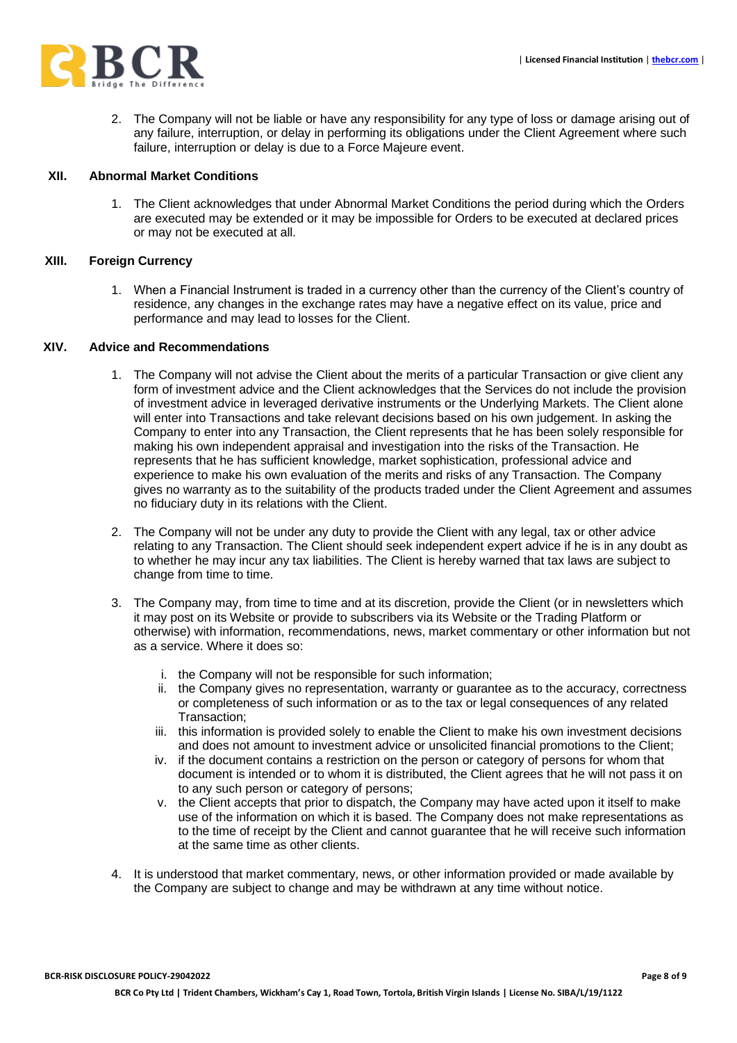2. The Company will not be liable or have any responsibility for any type of loss or damage arising out of any failure, interruption, or delay in performing its obligations under the Client Agreement where such failure, interruption or delay is due to a Force Majeure event.

## XII. Abnormal Market Conditions

1. The Client acknowledges that under Abnormal Market Conditions the period during which the Orders are executed may be extended or it may be impossible for Orders to be executed at declared prices or may not be executed at all.

## XIII. Foreign Currency

1. When a Financial Instrument is traded in a currency other than the currency of the Client's country of residence, any changes in the exchange rates may have a negative effect on its value, price and performance and may lead to losses for the Client.

## XIV. Advice and Recommendations

1. The Company will not advise the Client about the merits of a particular Transaction or give client any form of investment advice and the Client acknowledges that the Services do not include the provision of investment advice in leveraged derivative instruments or the Underlying Markets. The Client alone will enter into Transactions and take relevant decisions based on his own judgement. In asking the Company to enter into any Transaction, the Client represents that he has been solely responsible for making his own independent appraisal and investigation into the risks of the Transaction. He represents that he has sufficient knowledge, market sophistication, professional advice and experience to make his own evaluation of the merits and risks of any Transaction. The Company gives no warranty as to the suitability of the products traded under the Client Agreement and assumes no fiduciary duty in its relations with the Client.

2. The Company will not be under any duty to provide the Client with any legal, tax or other advice relating to any Transaction. The Client should seek independent expert advice if he is in any doubt as to whether he may incur any tax liabilities. The Client is hereby warned that tax laws are subject to change from time to time.

3. The Company may, from time to time and at its discretion, provide the Client (or in newsletters which it may post on its Website or provide to subscribers via its Website or the Trading Platform or otherwise) with information, recommendations, news, market commentary or other information but not as a service. Where it does so:

   i. the Company will not be responsible for such information;
   ii. the Company gives no representation, warranty or guarantee as to the accuracy, correctness or completeness of such information or as to the tax or legal consequences of any related Transaction;
   iii. this information is provided solely to enable the Client to make his own investment decisions and does not amount to investment advice or unsolicited financial promotions to the Client;
   iv. if the document contains a restriction on the person or category of persons for whom that document is intended or to whom it is distributed, the Client agrees that he will not pass it on to any such person or category of persons;
   v. the Client accepts that prior to dispatch, the Company may have acted upon it itself to make use of the information on which it is based. The Company does not make representations as to the time of receipt by the Client and cannot guarantee that he will receive such information at the same time as other clients.

4. It is understood that market commentary, news, or other information provided or made available by the Company are subject to change and may be withdrawn at any time without notice.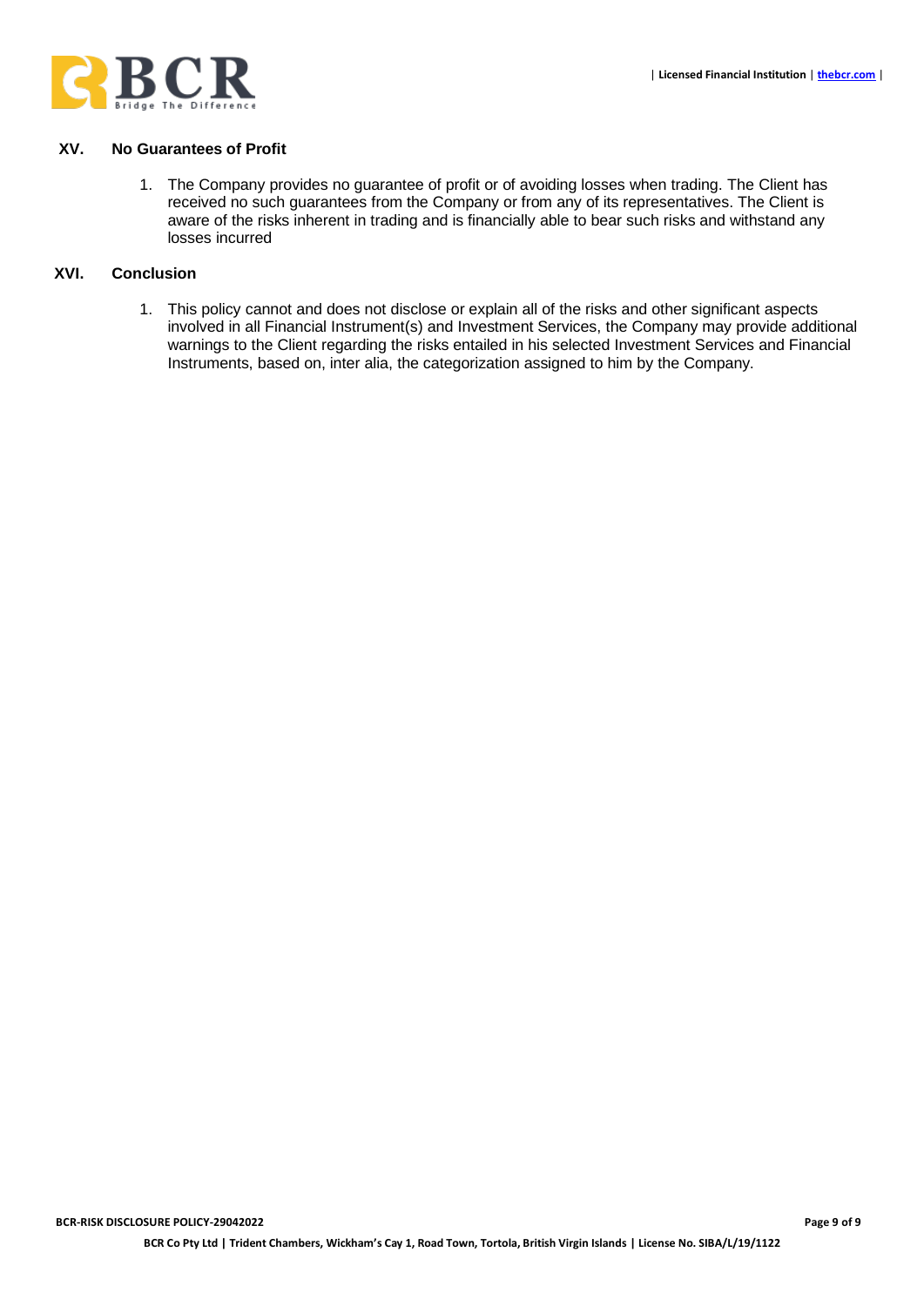## XV. No Guarantees of Profit

1. The Company provides no guarantee of profit or of avoiding losses when trading. The Client has received no such guarantees from the Company or from any of its representatives. The Client is aware of the risks inherent in trading and is financially able to bear such risks and withstand any losses incurred

## XVI. Conclusion

1. This policy cannot and does not disclose or explain all of the risks and other significant aspects involved in all Financial Instrument(s) and Investment Services, the Company may provide additional warnings to the Client regarding the risks entailed in his selected Investment Services and Financial Instruments, based on, inter alia, the categorization assigned to him by the Company.